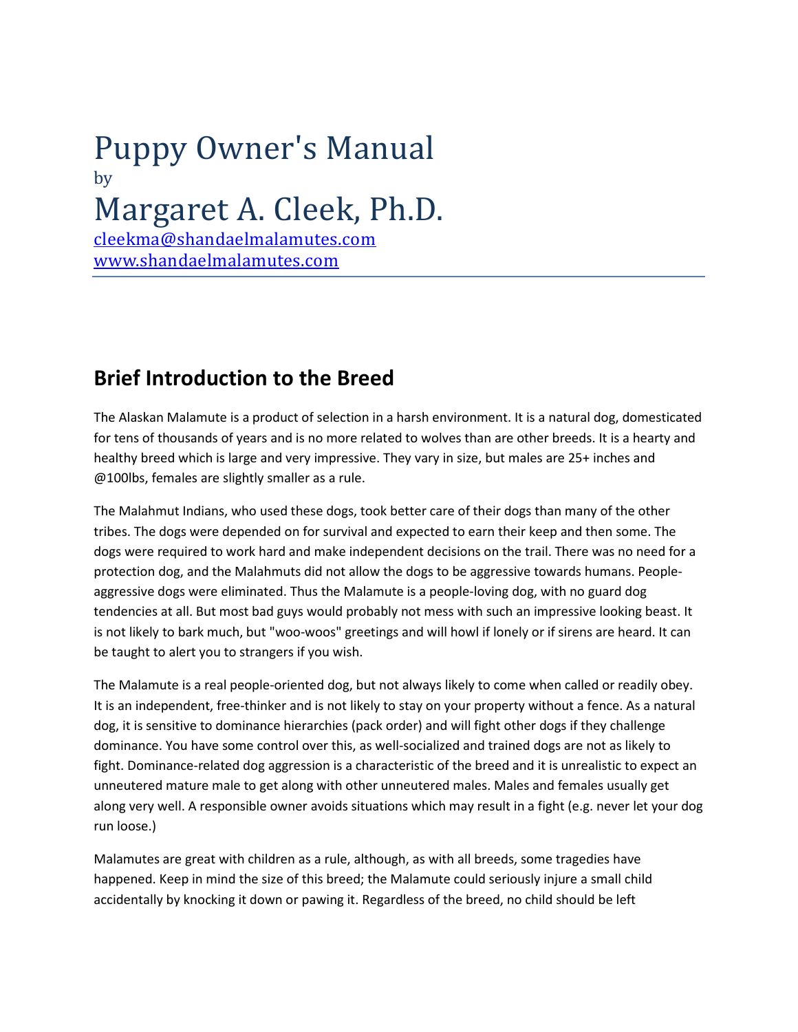# Puppy Owner's Manual

by

# Margaret A. Cleek, Ph.D.

[cleekma@shandaelmalamutes.com](mailto:cleekma@shandaelmalamutes.com)
[www.shandaelmalamutes.com](http://www.shandaelmalamutes.com)

---

## Brief Introduction to the Breed

The Alaskan Malamute is a product of selection in a harsh environment. It is a natural dog, domesticated for tens of thousands of years and is no more related to wolves than are other breeds. It is a hearty and healthy breed which is large and very impressive. They vary in size, but males are 25+ inches and @100lbs, females are slightly smaller as a rule.

The Malahmut Indians, who used these dogs, took better care of their dogs than many of the other tribes. The dogs were depended on for survival and expected to earn their keep and then some. The dogs were required to work hard and make independent decisions on the trail. There was no need for a protection dog, and the Malahmuts did not allow the dogs to be aggressive towards humans. People-aggressive dogs were eliminated. Thus the Malamute is a people-loving dog, with no guard dog tendencies at all. But most bad guys would probably not mess with such an impressive looking beast. It is not likely to bark much, but "woo-woos" greetings and will howl if lonely or if sirens are heard. It can be taught to alert you to strangers if you wish.

The Malamute is a real people-oriented dog, but not always likely to come when called or readily obey. It is an independent, free-thinker and is not likely to stay on your property without a fence. As a natural dog, it is sensitive to dominance hierarchies (pack order) and will fight other dogs if they challenge dominance. You have some control over this, as well-socialized and trained dogs are not as likely to fight. Dominance-related dog aggression is a characteristic of the breed and it is unrealistic to expect an unneutered mature male to get along with other unneutered males. Males and females usually get along very well. A responsible owner avoids situations which may result in a fight (e.g. never let your dog run loose.)

Malamutes are great with children as a rule, although, as with all breeds, some tragedies have happened. Keep in mind the size of this breed; the Malamute could seriously injure a small child accidentally by knocking it down or pawing it. Regardless of the breed, no child should be left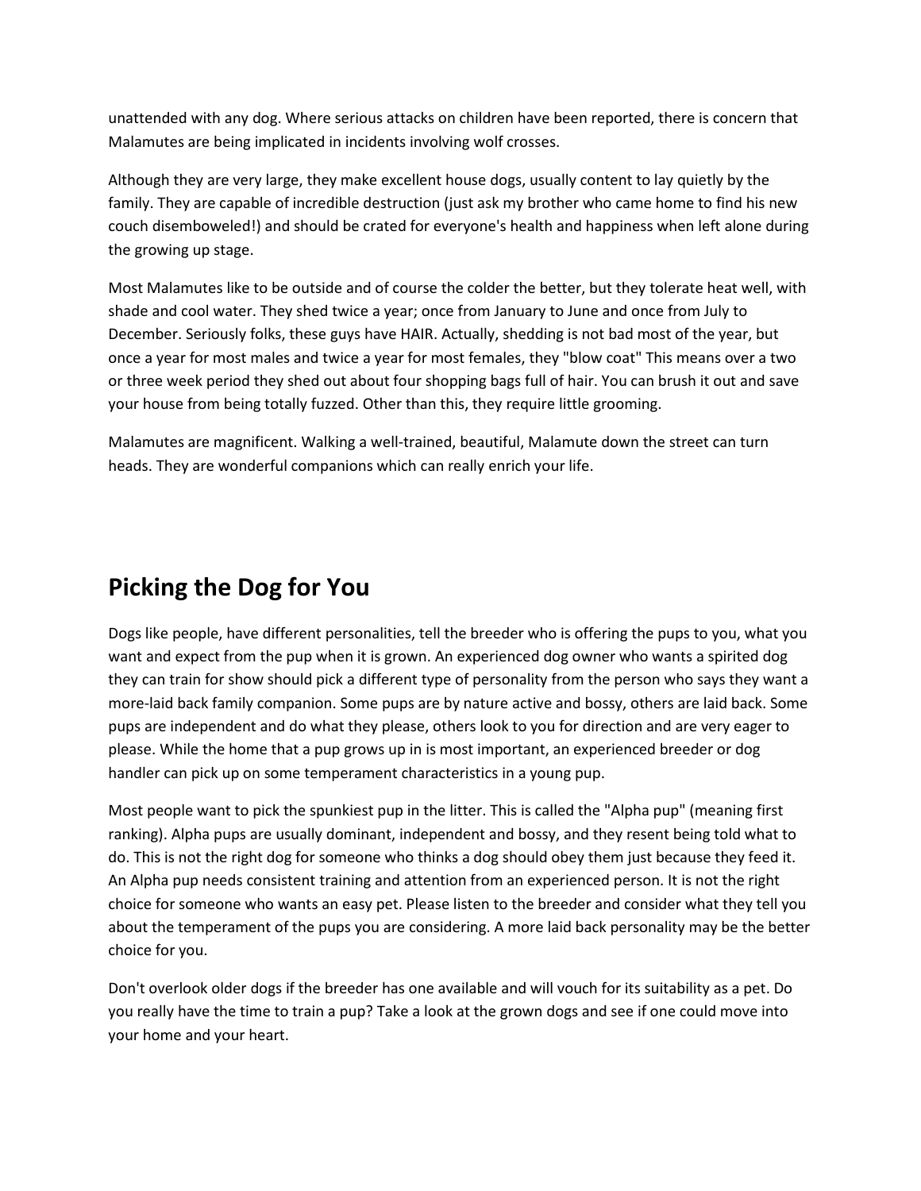unattended with any dog. Where serious attacks on children have been reported, there is concern that Malamutes are being implicated in incidents involving wolf crosses.

Although they are very large, they make excellent house dogs, usually content to lay quietly by the family. They are capable of incredible destruction (just ask my brother who came home to find his new couch disemboweled!) and should be crated for everyone's health and happiness when left alone during the growing up stage.

Most Malamutes like to be outside and of course the colder the better, but they tolerate heat well, with shade and cool water. They shed twice a year; once from January to June and once from July to December. Seriously folks, these guys have HAIR. Actually, shedding is not bad most of the year, but once a year for most males and twice a year for most females, they "blow coat" This means over a two or three week period they shed out about four shopping bags full of hair. You can brush it out and save your house from being totally fuzzed. Other than this, they require little grooming.

Malamutes are magnificent. Walking a well-trained, beautiful, Malamute down the street can turn heads. They are wonderful companions which can really enrich your life.

## Picking the Dog for You

Dogs like people, have different personalities, tell the breeder who is offering the pups to you, what you want and expect from the pup when it is grown. An experienced dog owner who wants a spirited dog they can train for show should pick a different type of personality from the person who says they want a more-laid back family companion. Some pups are by nature active and bossy, others are laid back. Some pups are independent and do what they please, others look to you for direction and are very eager to please. While the home that a pup grows up in is most important, an experienced breeder or dog handler can pick up on some temperament characteristics in a young pup.

Most people want to pick the spunkiest pup in the litter. This is called the "Alpha pup" (meaning first ranking). Alpha pups are usually dominant, independent and bossy, and they resent being told what to do. This is not the right dog for someone who thinks a dog should obey them just because they feed it. An Alpha pup needs consistent training and attention from an experienced person. It is not the right choice for someone who wants an easy pet. Please listen to the breeder and consider what they tell you about the temperament of the pups you are considering. A more laid back personality may be the better choice for you.

Don't overlook older dogs if the breeder has one available and will vouch for its suitability as a pet. Do you really have the time to train a pup? Take a look at the grown dogs and see if one could move into your home and your heart.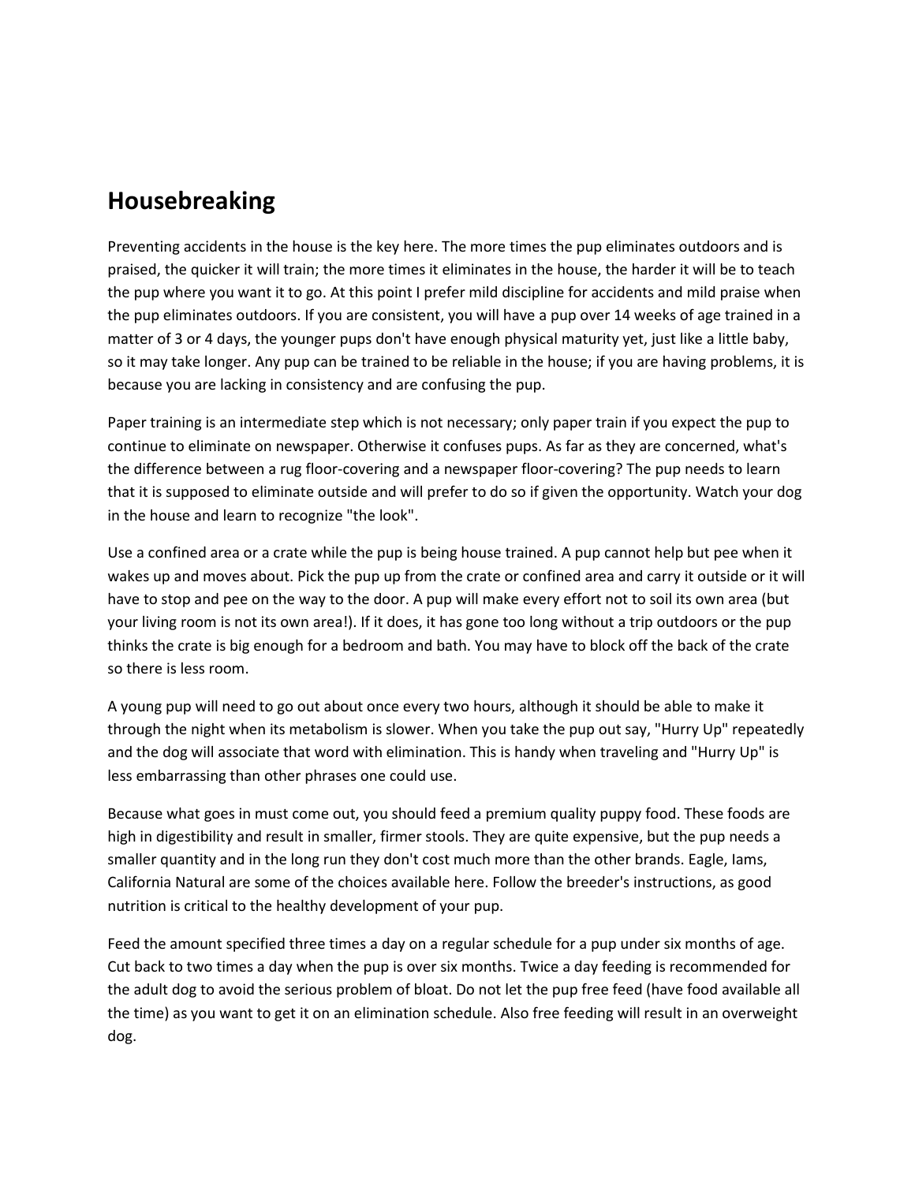## Housebreaking

Preventing accidents in the house is the key here. The more times the pup eliminates outdoors and is praised, the quicker it will train; the more times it eliminates in the house, the harder it will be to teach the pup where you want it to go. At this point I prefer mild discipline for accidents and mild praise when the pup eliminates outdoors. If you are consistent, you will have a pup over 14 weeks of age trained in a matter of 3 or 4 days, the younger pups don't have enough physical maturity yet, just like a little baby, so it may take longer. Any pup can be trained to be reliable in the house; if you are having problems, it is because you are lacking in consistency and are confusing the pup.

Paper training is an intermediate step which is not necessary; only paper train if you expect the pup to continue to eliminate on newspaper. Otherwise it confuses pups. As far as they are concerned, what's the difference between a rug floor-covering and a newspaper floor-covering? The pup needs to learn that it is supposed to eliminate outside and will prefer to do so if given the opportunity. Watch your dog in the house and learn to recognize "the look".

Use a confined area or a crate while the pup is being house trained. A pup cannot help but pee when it wakes up and moves about. Pick the pup up from the crate or confined area and carry it outside or it will have to stop and pee on the way to the door. A pup will make every effort not to soil its own area (but your living room is not its own area!). If it does, it has gone too long without a trip outdoors or the pup thinks the crate is big enough for a bedroom and bath. You may have to block off the back of the crate so there is less room.

A young pup will need to go out about once every two hours, although it should be able to make it through the night when its metabolism is slower. When you take the pup out say, "Hurry Up" repeatedly and the dog will associate that word with elimination. This is handy when traveling and "Hurry Up" is less embarrassing than other phrases one could use.

Because what goes in must come out, you should feed a premium quality puppy food. These foods are high in digestibility and result in smaller, firmer stools. They are quite expensive, but the pup needs a smaller quantity and in the long run they don't cost much more than the other brands. Eagle, Iams, California Natural are some of the choices available here. Follow the breeder's instructions, as good nutrition is critical to the healthy development of your pup.

Feed the amount specified three times a day on a regular schedule for a pup under six months of age. Cut back to two times a day when the pup is over six months. Twice a day feeding is recommended for the adult dog to avoid the serious problem of bloat. Do not let the pup free feed (have food available all the time) as you want to get it on an elimination schedule. Also free feeding will result in an overweight dog.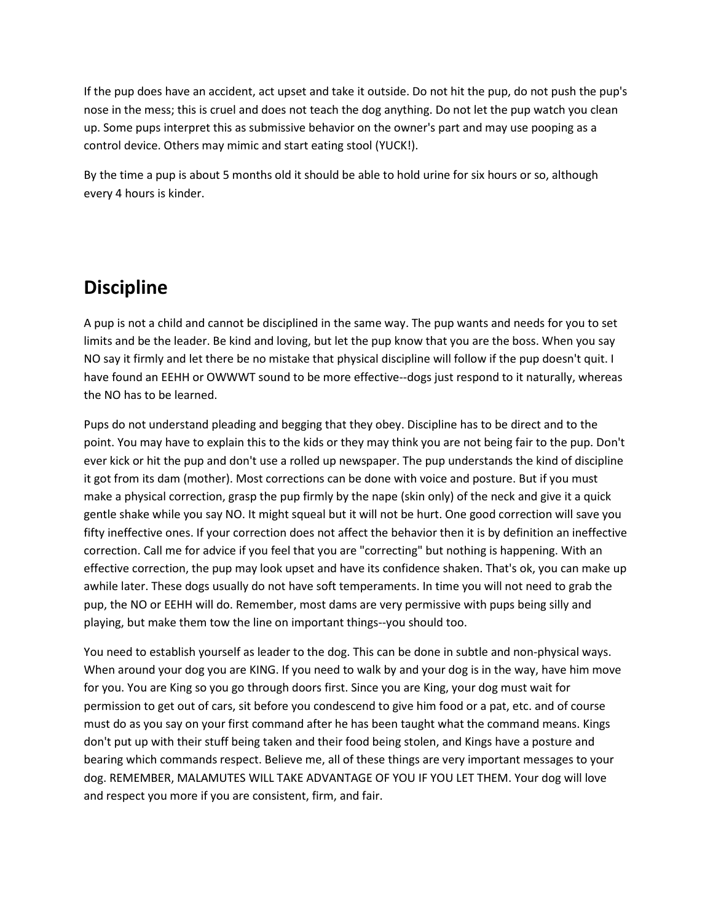If the pup does have an accident, act upset and take it outside. Do not hit the pup, do not push the pup's nose in the mess; this is cruel and does not teach the dog anything. Do not let the pup watch you clean up. Some pups interpret this as submissive behavior on the owner's part and may use pooping as a control device. Others may mimic and start eating stool (YUCK!).

By the time a pup is about 5 months old it should be able to hold urine for six hours or so, although every 4 hours is kinder.

## Discipline

A pup is not a child and cannot be disciplined in the same way. The pup wants and needs for you to set limits and be the leader. Be kind and loving, but let the pup know that you are the boss. When you say NO say it firmly and let there be no mistake that physical discipline will follow if the pup doesn't quit. I have found an EEHH or OWWWT sound to be more effective--dogs just respond to it naturally, whereas the NO has to be learned.

Pups do not understand pleading and begging that they obey. Discipline has to be direct and to the point. You may have to explain this to the kids or they may think you are not being fair to the pup. Don't ever kick or hit the pup and don't use a rolled up newspaper. The pup understands the kind of discipline it got from its dam (mother). Most corrections can be done with voice and posture. But if you must make a physical correction, grasp the pup firmly by the nape (skin only) of the neck and give it a quick gentle shake while you say NO. It might squeal but it will not be hurt. One good correction will save you fifty ineffective ones. If your correction does not affect the behavior then it is by definition an ineffective correction. Call me for advice if you feel that you are "correcting" but nothing is happening. With an effective correction, the pup may look upset and have its confidence shaken. That's ok, you can make up awhile later. These dogs usually do not have soft temperaments. In time you will not need to grab the pup, the NO or EEHH will do. Remember, most dams are very permissive with pups being silly and playing, but make them tow the line on important things--you should too.

You need to establish yourself as leader to the dog. This can be done in subtle and non-physical ways. When around your dog you are KING. If you need to walk by and your dog is in the way, have him move for you. You are King so you go through doors first. Since you are King, your dog must wait for permission to get out of cars, sit before you condescend to give him food or a pat, etc. and of course must do as you say on your first command after he has been taught what the command means. Kings don't put up with their stuff being taken and their food being stolen, and Kings have a posture and bearing which commands respect. Believe me, all of these things are very important messages to your dog. REMEMBER, MALAMUTES WILL TAKE ADVANTAGE OF YOU IF YOU LET THEM. Your dog will love and respect you more if you are consistent, firm, and fair.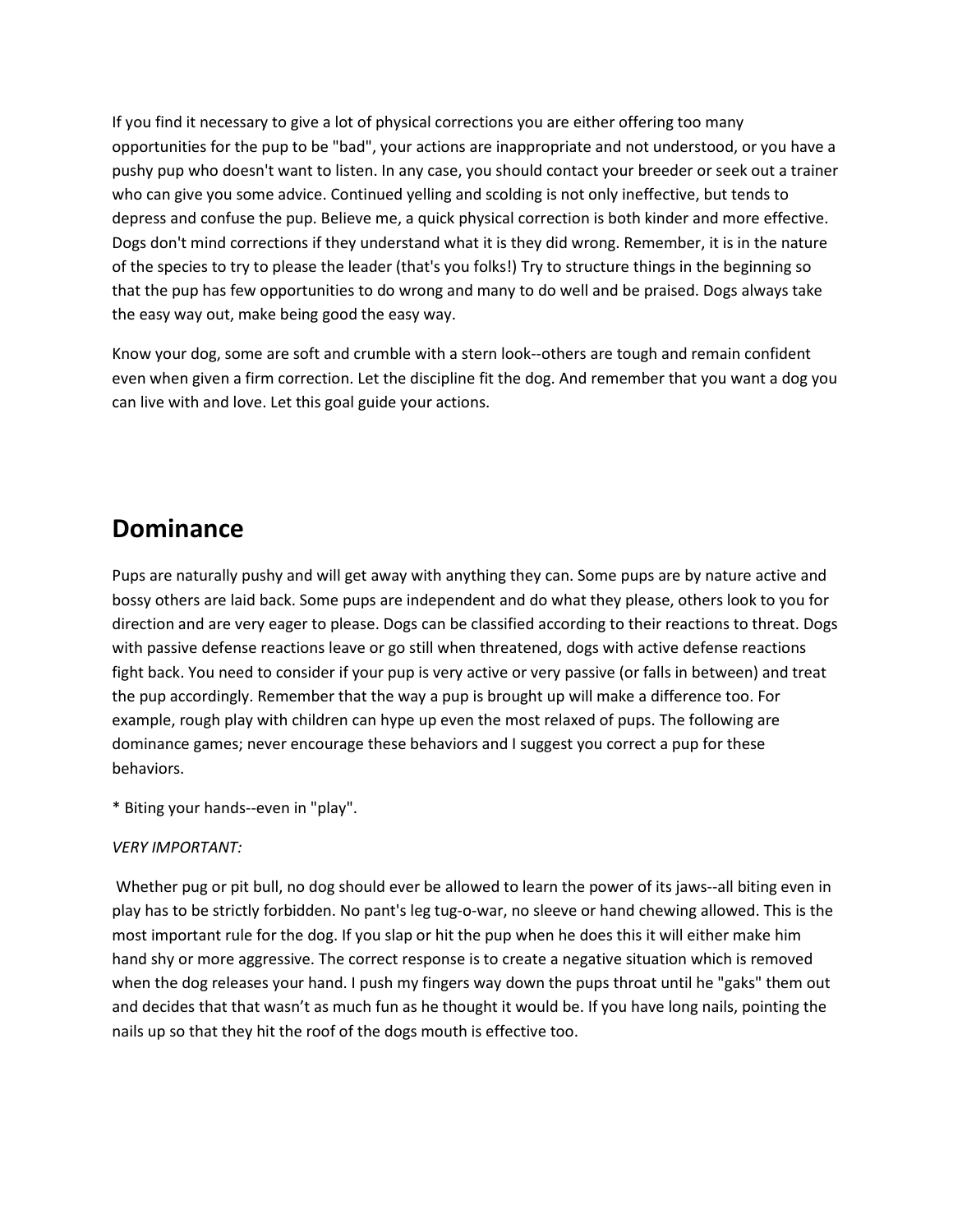If you find it necessary to give a lot of physical corrections you are either offering too many opportunities for the pup to be "bad", your actions are inappropriate and not understood, or you have a pushy pup who doesn't want to listen. In any case, you should contact your breeder or seek out a trainer who can give you some advice. Continued yelling and scolding is not only ineffective, but tends to depress and confuse the pup. Believe me, a quick physical correction is both kinder and more effective. Dogs don't mind corrections if they understand what it is they did wrong. Remember, it is in the nature of the species to try to please the leader (that's you folks!) Try to structure things in the beginning so that the pup has few opportunities to do wrong and many to do well and be praised. Dogs always take the easy way out, make being good the easy way.

Know your dog, some are soft and crumble with a stern look--others are tough and remain confident even when given a firm correction. Let the discipline fit the dog. And remember that you want a dog you can live with and love. Let this goal guide your actions.

## Dominance

Pups are naturally pushy and will get away with anything they can. Some pups are by nature active and bossy others are laid back. Some pups are independent and do what they please, others look to you for direction and are very eager to please. Dogs can be classified according to their reactions to threat. Dogs with passive defense reactions leave or go still when threatened, dogs with active defense reactions fight back. You need to consider if your pup is very active or very passive (or falls in between) and treat the pup accordingly. Remember that the way a pup is brought up will make a difference too. For example, rough play with children can hype up even the most relaxed of pups. The following are dominance games; never encourage these behaviors and I suggest you correct a pup for these behaviors.

* Biting your hands--even in "play".

*VERY IMPORTANT:*

Whether pug or pit bull, no dog should ever be allowed to learn the power of its jaws--all biting even in play has to be strictly forbidden. No pant's leg tug-o-war, no sleeve or hand chewing allowed. This is the most important rule for the dog. If you slap or hit the pup when he does this it will either make him hand shy or more aggressive. The correct response is to create a negative situation which is removed when the dog releases your hand. I push my fingers way down the pups throat until he "gaks" them out and decides that that wasn't as much fun as he thought it would be. If you have long nails, pointing the nails up so that they hit the roof of the dogs mouth is effective too.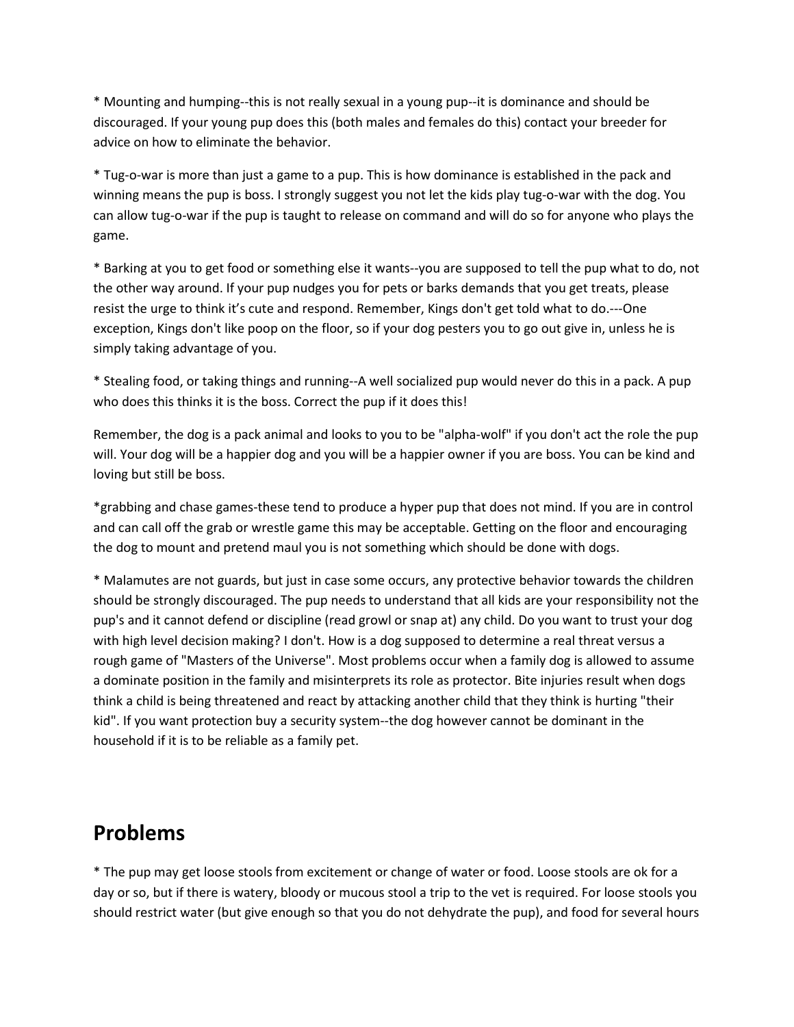* Mounting and humping--this is not really sexual in a young pup--it is dominance and should be discouraged. If your young pup does this (both males and females do this) contact your breeder for advice on how to eliminate the behavior.

* Tug-o-war is more than just a game to a pup. This is how dominance is established in the pack and winning means the pup is boss. I strongly suggest you not let the kids play tug-o-war with the dog. You can allow tug-o-war if the pup is taught to release on command and will do so for anyone who plays the game.

* Barking at you to get food or something else it wants--you are supposed to tell the pup what to do, not the other way around. If your pup nudges you for pets or barks demands that you get treats, please resist the urge to think it's cute and respond. Remember, Kings don't get told what to do.---One exception, Kings don't like poop on the floor, so if your dog pesters you to go out give in, unless he is simply taking advantage of you.

* Stealing food, or taking things and running--A well socialized pup would never do this in a pack. A pup who does this thinks it is the boss. Correct the pup if it does this!

Remember, the dog is a pack animal and looks to you to be "alpha-wolf" if you don't act the role the pup will. Your dog will be a happier dog and you will be a happier owner if you are boss. You can be kind and loving but still be boss.

*grabbing and chase games-these tend to produce a hyper pup that does not mind. If you are in control and can call off the grab or wrestle game this may be acceptable. Getting on the floor and encouraging the dog to mount and pretend maul you is not something which should be done with dogs.

* Malamutes are not guards, but just in case some occurs, any protective behavior towards the children should be strongly discouraged. The pup needs to understand that all kids are your responsibility not the pup's and it cannot defend or discipline (read growl or snap at) any child. Do you want to trust your dog with high level decision making? I don't. How is a dog supposed to determine a real threat versus a rough game of "Masters of the Universe". Most problems occur when a family dog is allowed to assume a dominate position in the family and misinterprets its role as protector. Bite injuries result when dogs think a child is being threatened and react by attacking another child that they think is hurting "their kid". If you want protection buy a security system--the dog however cannot be dominant in the household if it is to be reliable as a family pet.

## Problems

* The pup may get loose stools from excitement or change of water or food. Loose stools are ok for a day or so, but if there is watery, bloody or mucous stool a trip to the vet is required. For loose stools you should restrict water (but give enough so that you do not dehydrate the pup), and food for several hours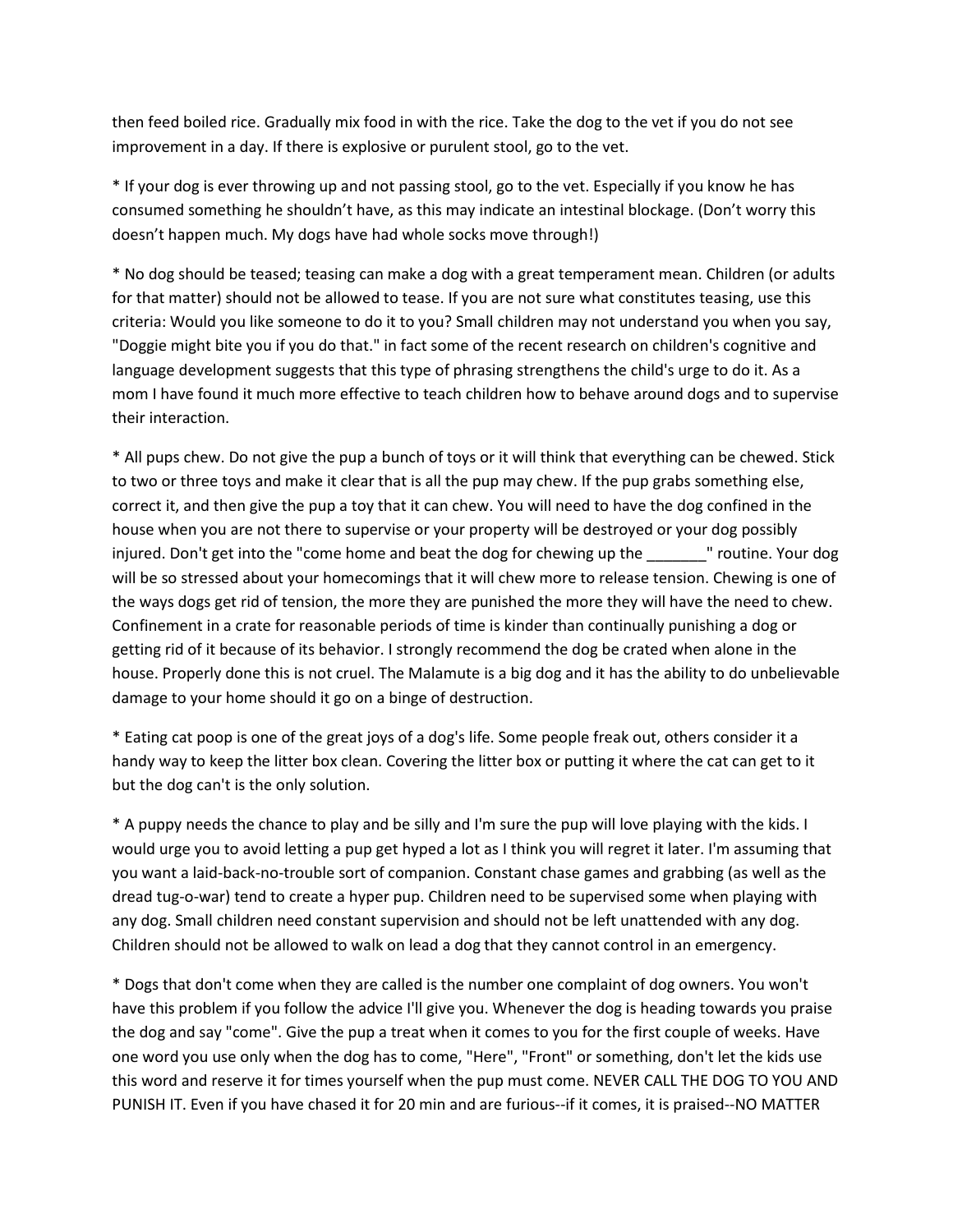then feed boiled rice. Gradually mix food in with the rice. Take the dog to the vet if you do not see improvement in a day. If there is explosive or purulent stool, go to the vet.

* If your dog is ever throwing up and not passing stool, go to the vet. Especially if you know he has consumed something he shouldn't have, as this may indicate an intestinal blockage. (Don't worry this doesn't happen much. My dogs have had whole socks move through!)

* No dog should be teased; teasing can make a dog with a great temperament mean. Children (or adults for that matter) should not be allowed to tease. If you are not sure what constitutes teasing, use this criteria: Would you like someone to do it to you? Small children may not understand you when you say, "Doggie might bite you if you do that." in fact some of the recent research on children's cognitive and language development suggests that this type of phrasing strengthens the child's urge to do it. As a mom I have found it much more effective to teach children how to behave around dogs and to supervise their interaction.

* All pups chew. Do not give the pup a bunch of toys or it will think that everything can be chewed. Stick to two or three toys and make it clear that is all the pup may chew. If the pup grabs something else, correct it, and then give the pup a toy that it can chew. You will need to have the dog confined in the house when you are not there to supervise or your property will be destroyed or your dog possibly injured. Don't get into the "come home and beat the dog for chewing up the _______" routine. Your dog will be so stressed about your homecomings that it will chew more to release tension. Chewing is one of the ways dogs get rid of tension, the more they are punished the more they will have the need to chew. Confinement in a crate for reasonable periods of time is kinder than continually punishing a dog or getting rid of it because of its behavior. I strongly recommend the dog be crated when alone in the house. Properly done this is not cruel. The Malamute is a big dog and it has the ability to do unbelievable damage to your home should it go on a binge of destruction.

* Eating cat poop is one of the great joys of a dog's life. Some people freak out, others consider it a handy way to keep the litter box clean. Covering the litter box or putting it where the cat can get to it but the dog can't is the only solution.

* A puppy needs the chance to play and be silly and I'm sure the pup will love playing with the kids. I would urge you to avoid letting a pup get hyped a lot as I think you will regret it later. I'm assuming that you want a laid-back-no-trouble sort of companion. Constant chase games and grabbing (as well as the dread tug-o-war) tend to create a hyper pup. Children need to be supervised some when playing with any dog. Small children need constant supervision and should not be left unattended with any dog. Children should not be allowed to walk on lead a dog that they cannot control in an emergency.

* Dogs that don't come when they are called is the number one complaint of dog owners. You won't have this problem if you follow the advice I'll give you. Whenever the dog is heading towards you praise the dog and say "come". Give the pup a treat when it comes to you for the first couple of weeks. Have one word you use only when the dog has to come, "Here", "Front" or something, don't let the kids use this word and reserve it for times yourself when the pup must come. NEVER CALL THE DOG TO YOU AND PUNISH IT. Even if you have chased it for 20 min and are furious--if it comes, it is praised--NO MATTER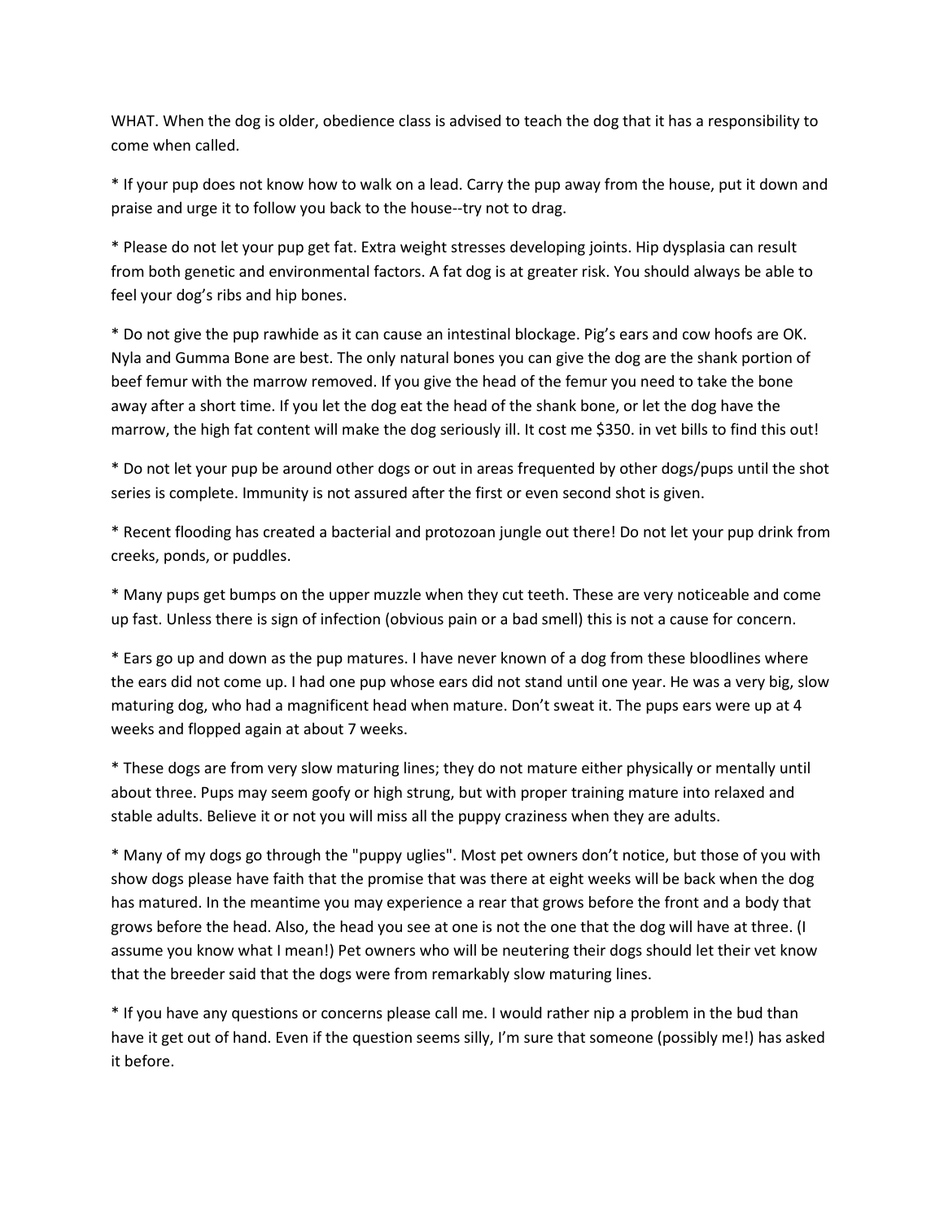WHAT. When the dog is older, obedience class is advised to teach the dog that it has a responsibility to come when called.

* If your pup does not know how to walk on a lead. Carry the pup away from the house, put it down and praise and urge it to follow you back to the house--try not to drag.

* Please do not let your pup get fat. Extra weight stresses developing joints. Hip dysplasia can result from both genetic and environmental factors. A fat dog is at greater risk. You should always be able to feel your dog's ribs and hip bones.

* Do not give the pup rawhide as it can cause an intestinal blockage. Pig's ears and cow hoofs are OK. Nyla and Gumma Bone are best. The only natural bones you can give the dog are the shank portion of beef femur with the marrow removed. If you give the head of the femur you need to take the bone away after a short time. If you let the dog eat the head of the shank bone, or let the dog have the marrow, the high fat content will make the dog seriously ill. It cost me $350. in vet bills to find this out!

* Do not let your pup be around other dogs or out in areas frequented by other dogs/pups until the shot series is complete. Immunity is not assured after the first or even second shot is given.

* Recent flooding has created a bacterial and protozoan jungle out there! Do not let your pup drink from creeks, ponds, or puddles.

* Many pups get bumps on the upper muzzle when they cut teeth. These are very noticeable and come up fast. Unless there is sign of infection (obvious pain or a bad smell) this is not a cause for concern.

* Ears go up and down as the pup matures. I have never known of a dog from these bloodlines where the ears did not come up. I had one pup whose ears did not stand until one year. He was a very big, slow maturing dog, who had a magnificent head when mature. Don't sweat it. The pups ears were up at 4 weeks and flopped again at about 7 weeks.

* These dogs are from very slow maturing lines; they do not mature either physically or mentally until about three. Pups may seem goofy or high strung, but with proper training mature into relaxed and stable adults. Believe it or not you will miss all the puppy craziness when they are adults.

* Many of my dogs go through the "puppy uglies". Most pet owners don't notice, but those of you with show dogs please have faith that the promise that was there at eight weeks will be back when the dog has matured. In the meantime you may experience a rear that grows before the front and a body that grows before the head. Also, the head you see at one is not the one that the dog will have at three. (I assume you know what I mean!) Pet owners who will be neutering their dogs should let their vet know that the breeder said that the dogs were from remarkably slow maturing lines.

* If you have any questions or concerns please call me. I would rather nip a problem in the bud than have it get out of hand. Even if the question seems silly, I'm sure that someone (possibly me!) has asked it before.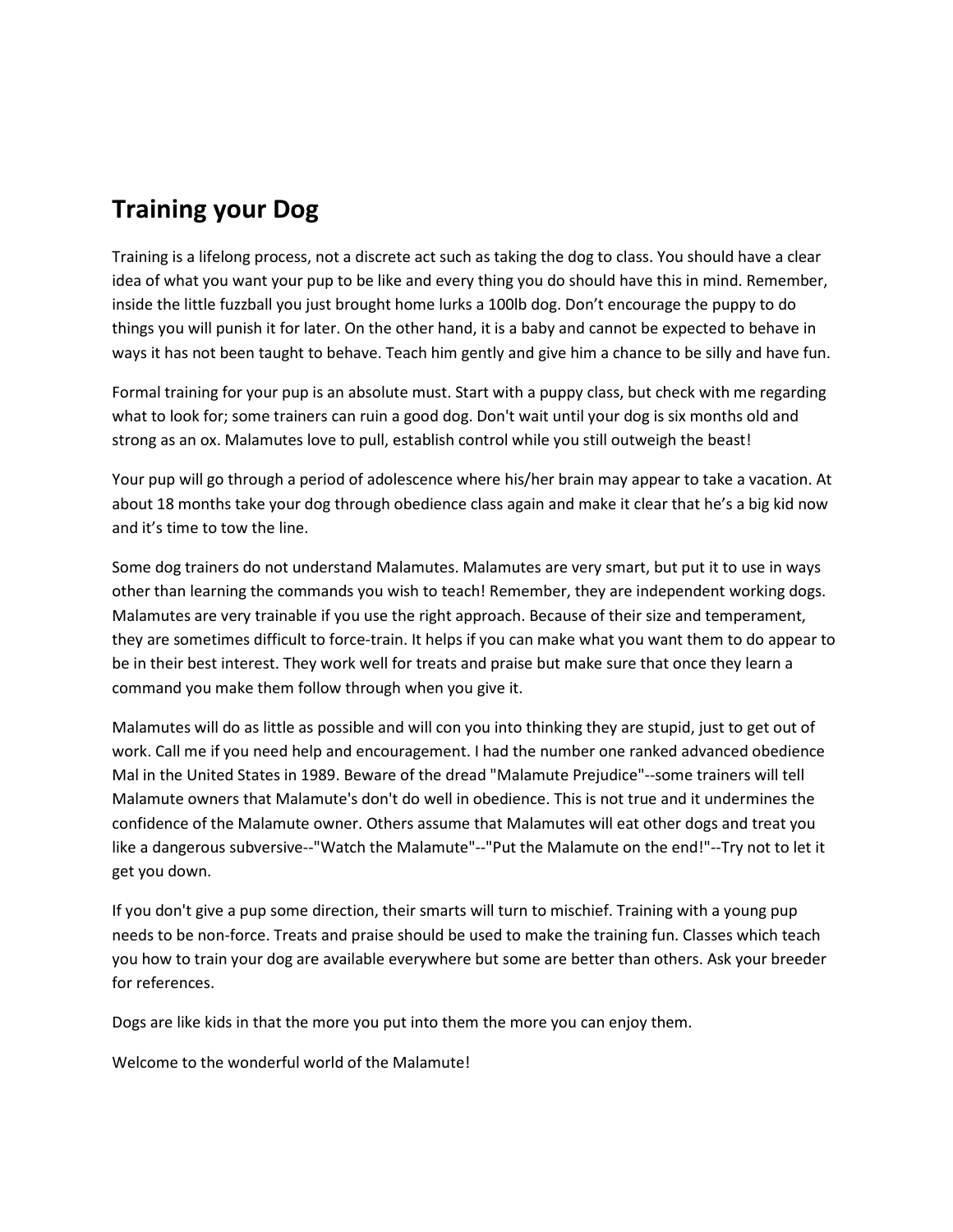# Training your Dog

Training is a lifelong process, not a discrete act such as taking the dog to class. You should have a clear idea of what you want your pup to be like and every thing you do should have this in mind. Remember, inside the little fuzzball you just brought home lurks a 100lb dog. Don't encourage the puppy to do things you will punish it for later. On the other hand, it is a baby and cannot be expected to behave in ways it has not been taught to behave. Teach him gently and give him a chance to be silly and have fun.

Formal training for your pup is an absolute must. Start with a puppy class, but check with me regarding what to look for; some trainers can ruin a good dog. Don't wait until your dog is six months old and strong as an ox. Malamutes love to pull, establish control while you still outweigh the beast!

Your pup will go through a period of adolescence where his/her brain may appear to take a vacation. At about 18 months take your dog through obedience class again and make it clear that he's a big kid now and it's time to tow the line.

Some dog trainers do not understand Malamutes. Malamutes are very smart, but put it to use in ways other than learning the commands you wish to teach! Remember, they are independent working dogs. Malamutes are very trainable if you use the right approach. Because of their size and temperament, they are sometimes difficult to force-train. It helps if you can make what you want them to do appear to be in their best interest. They work well for treats and praise but make sure that once they learn a command you make them follow through when you give it.

Malamutes will do as little as possible and will con you into thinking they are stupid, just to get out of work. Call me if you need help and encouragement. I had the number one ranked advanced obedience Mal in the United States in 1989. Beware of the dread "Malamute Prejudice"--some trainers will tell Malamute owners that Malamute's don't do well in obedience. This is not true and it undermines the confidence of the Malamute owner. Others assume that Malamutes will eat other dogs and treat you like a dangerous subversive--"Watch the Malamute"--"Put the Malamute on the end!"--Try not to let it get you down.

If you don't give a pup some direction, their smarts will turn to mischief. Training with a young pup needs to be non-force. Treats and praise should be used to make the training fun. Classes which teach you how to train your dog are available everywhere but some are better than others. Ask your breeder for references.

Dogs are like kids in that the more you put into them the more you can enjoy them.

Welcome to the wonderful world of the Malamute!